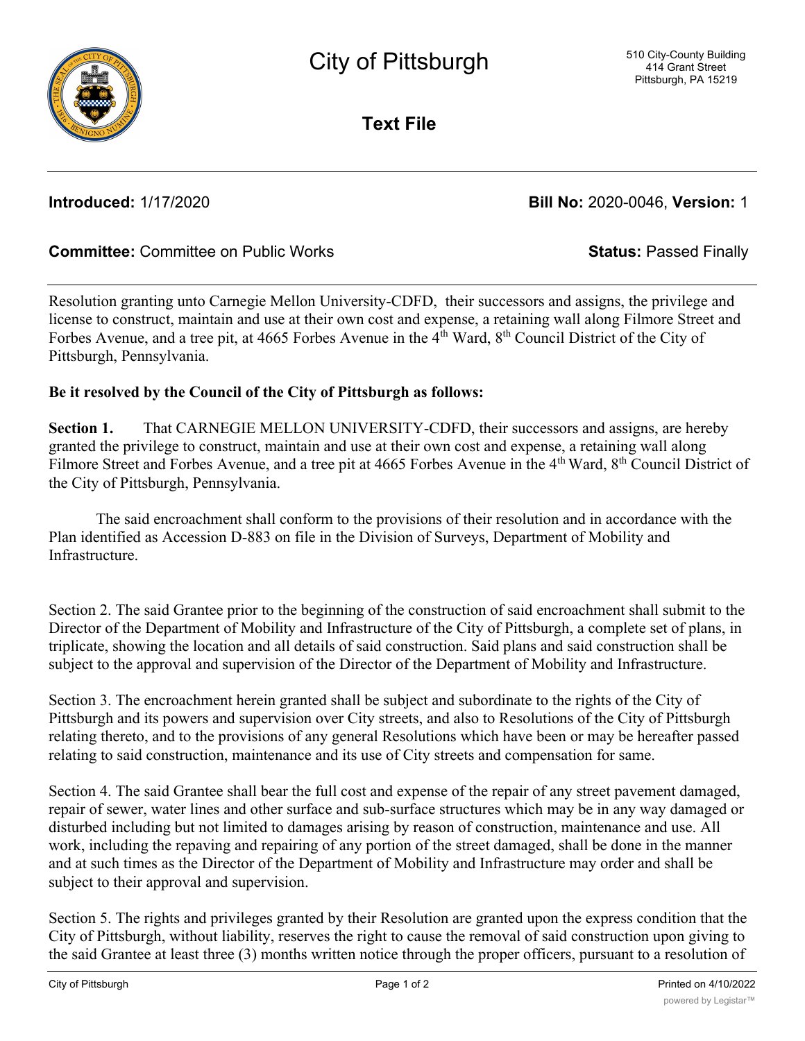# City of Pittsburgh

510 City-County Building
414 Grant Street
Pittsburgh, PA 15219

## Text File

**Introduced:** 1/17/2020 **Bill No:** 2020-0046, **Version:** 1

**Committee:** Committee on Public Works **Status:** Passed Finally

Resolution granting unto Carnegie Mellon University-CDFD, their successors and assigns, the privilege and license to construct, maintain and use at their own cost and expense, a retaining wall along Filmore Street and Forbes Avenue, and a tree pit, at 4665 Forbes Avenue in the 4th Ward, 8th Council District of the City of Pittsburgh, Pennsylvania.

**Be it resolved by the Council of the City of Pittsburgh as follows:**

**Section 1.** That CARNEGIE MELLON UNIVERSITY-CDFD, their successors and assigns, are hereby granted the privilege to construct, maintain and use at their own cost and expense, a retaining wall along Filmore Street and Forbes Avenue, and a tree pit at 4665 Forbes Avenue in the 4th Ward, 8th Council District of the City of Pittsburgh, Pennsylvania.

The said encroachment shall conform to the provisions of their resolution and in accordance with the Plan identified as Accession D-883 on file in the Division of Surveys, Department of Mobility and Infrastructure.

Section 2. The said Grantee prior to the beginning of the construction of said encroachment shall submit to the Director of the Department of Mobility and Infrastructure of the City of Pittsburgh, a complete set of plans, in triplicate, showing the location and all details of said construction. Said plans and said construction shall be subject to the approval and supervision of the Director of the Department of Mobility and Infrastructure.

Section 3. The encroachment herein granted shall be subject and subordinate to the rights of the City of Pittsburgh and its powers and supervision over City streets, and also to Resolutions of the City of Pittsburgh relating thereto, and to the provisions of any general Resolutions which have been or may be hereafter passed relating to said construction, maintenance and its use of City streets and compensation for same.

Section 4. The said Grantee shall bear the full cost and expense of the repair of any street pavement damaged, repair of sewer, water lines and other surface and sub-surface structures which may be in any way damaged or disturbed including but not limited to damages arising by reason of construction, maintenance and use. All work, including the repaving and repairing of any portion of the street damaged, shall be done in the manner and at such times as the Director of the Department of Mobility and Infrastructure may order and shall be subject to their approval and supervision.

Section 5. The rights and privileges granted by their Resolution are granted upon the express condition that the City of Pittsburgh, without liability, reserves the right to cause the removal of said construction upon giving to the said Grantee at least three (3) months written notice through the proper officers, pursuant to a resolution of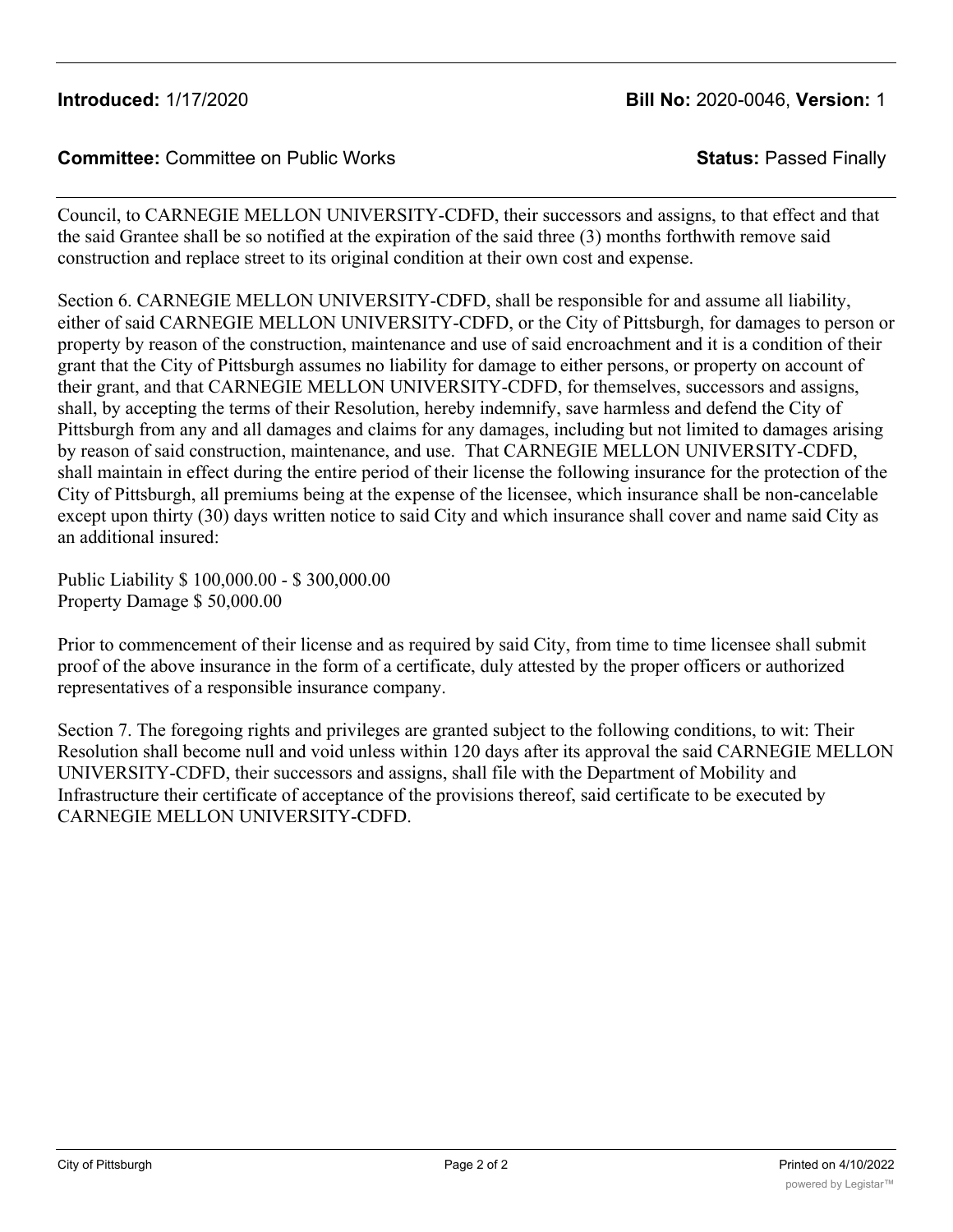**Introduced:** 1/17/2020 **Bill No:** 2020-0046, **Version:** 1

**Committee:** Committee on Public Works **Status:** Passed Finally

Council, to CARNEGIE MELLON UNIVERSITY-CDFD, their successors and assigns, to that effect and that the said Grantee shall be so notified at the expiration of the said three (3) months forthwith remove said construction and replace street to its original condition at their own cost and expense.

Section 6. CARNEGIE MELLON UNIVERSITY-CDFD, shall be responsible for and assume all liability, either of said CARNEGIE MELLON UNIVERSITY-CDFD, or the City of Pittsburgh, for damages to person or property by reason of the construction, maintenance and use of said encroachment and it is a condition of their grant that the City of Pittsburgh assumes no liability for damage to either persons, or property on account of their grant, and that CARNEGIE MELLON UNIVERSITY-CDFD, for themselves, successors and assigns, shall, by accepting the terms of their Resolution, hereby indemnify, save harmless and defend the City of Pittsburgh from any and all damages and claims for any damages, including but not limited to damages arising by reason of said construction, maintenance, and use. That CARNEGIE MELLON UNIVERSITY-CDFD, shall maintain in effect during the entire period of their license the following insurance for the protection of the City of Pittsburgh, all premiums being at the expense of the licensee, which insurance shall be non-cancelable except upon thirty (30) days written notice to said City and which insurance shall cover and name said City as an additional insured:

Public Liability $ 100,000.00 - $ 300,000.00
Property Damage $ 50,000.00

Prior to commencement of their license and as required by said City, from time to time licensee shall submit proof of the above insurance in the form of a certificate, duly attested by the proper officers or authorized representatives of a responsible insurance company.

Section 7. The foregoing rights and privileges are granted subject to the following conditions, to wit: Their Resolution shall become null and void unless within 120 days after its approval the said CARNEGIE MELLON UNIVERSITY-CDFD, their successors and assigns, shall file with the Department of Mobility and Infrastructure their certificate of acceptance of the provisions thereof, said certificate to be executed by CARNEGIE MELLON UNIVERSITY-CDFD.